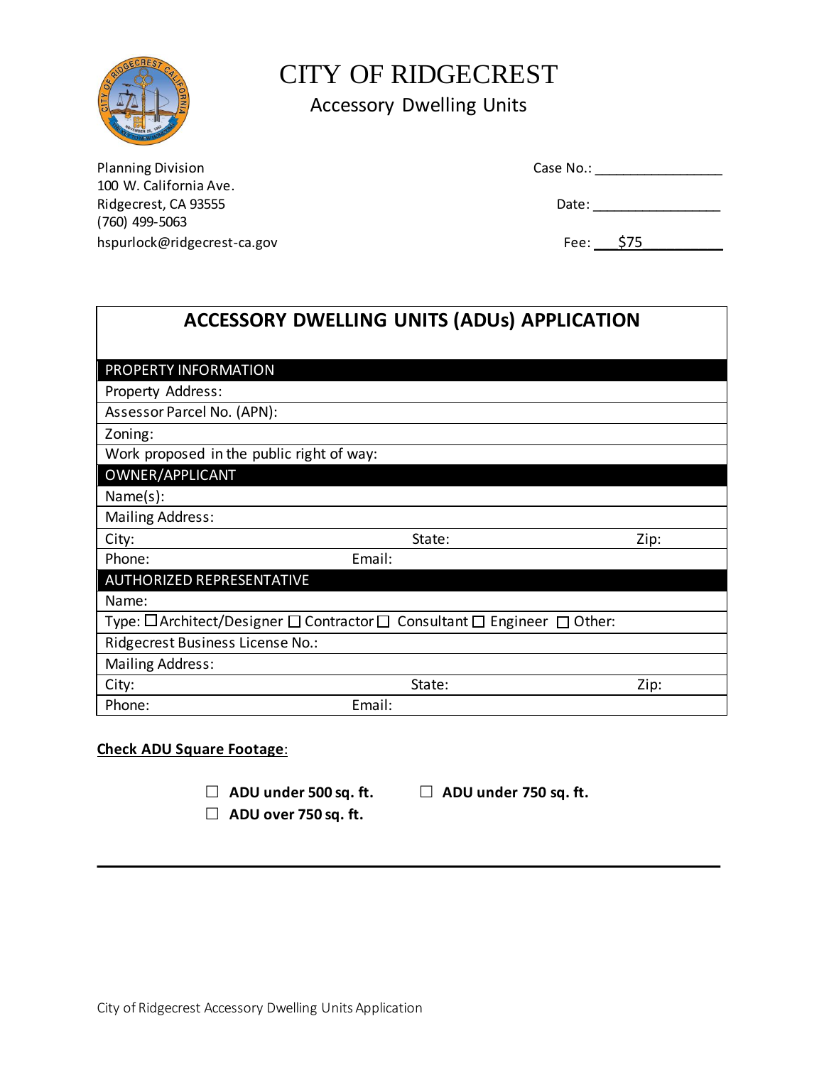# CITY OF RIDGECREST

## Accessory Dwelling Units

Planning Division
100 W. California Ave.
Ridgecrest, CA 93555
(760) 499-5063
hspurlock@ridgecrest-ca.gov

Case No.: ________________

Date: ________________

Fee: $75

## ACCESSORY DWELLING UNITS (ADUs) APPLICATION

| | | |
|---|---|---|
| **PROPERTY INFORMATION** | | |
| Property Address: | | |
| Assessor Parcel No. (APN): | | |
| Zoning: | | |
| Work proposed in the public right of way: | | |
| **OWNER/APPLICANT** | | |
| Name(s): | | |
| Mailing Address: | | |
| City: | State: | Zip: |
| Phone: | Email: | |
| **AUTHORIZED REPRESENTATIVE** | | |
| Name: | | |
| Type: ☐ Architect/Designer ☐ Contractor ☐ Consultant ☐ Engineer ☐ Other: | | |
| Ridgecrest Business License No.: | | |
| Mailing Address: | | |
| City: | State: | Zip: |
| Phone: | Email: | |

**Check ADU Square Footage**:

☐ **ADU under 500 sq. ft.** ☐ **ADU under 750 sq. ft.**

☐ **ADU over 750 sq. ft.**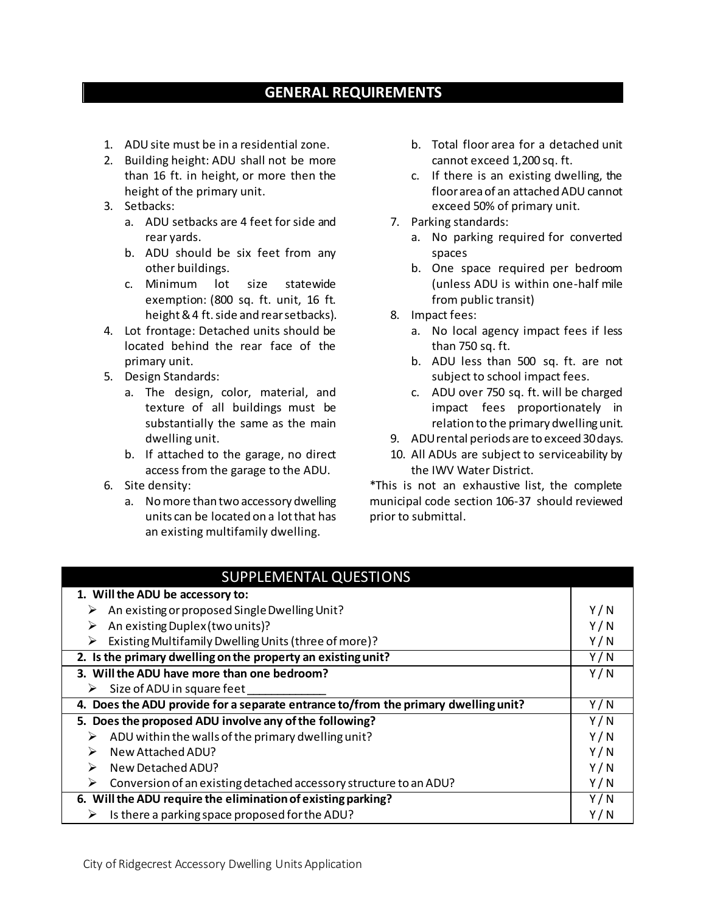## GENERAL REQUIREMENTS

1. ADU site must be in a residential zone.
2. Building height: ADU shall not be more than 16 ft. in height, or more then the height of the primary unit.
3. Setbacks:
   a. ADU setbacks are 4 feet for side and rear yards.
   b. ADU should be six feet from any other buildings.
   c. Minimum lot size statewide exemption: (800 sq. ft. unit, 16 ft. height & 4 ft. side and rear setbacks).
4. Lot frontage: Detached units should be located behind the rear face of the primary unit.
5. Design Standards:
   a. The design, color, material, and texture of all buildings must be substantially the same as the main dwelling unit.
   b. If attached to the garage, no direct access from the garage to the ADU.
6. Site density:
   a. No more than two accessory dwelling units can be located on a lot that has an existing multifamily dwelling.
   b. Total floor area for a detached unit cannot exceed 1,200 sq. ft.
   c. If there is an existing dwelling, the floor area of an attached ADU cannot exceed 50% of primary unit.
7. Parking standards:
   a. No parking required for converted spaces
   b. One space required per bedroom (unless ADU is within one-half mile from public transit)
8. Impact fees:
   a. No local agency impact fees if less than 750 sq. ft.
   b. ADU less than 500 sq. ft. are not subject to school impact fees.
   c. ADU over 750 sq. ft. will be charged impact fees proportionately in relation to the primary dwelling unit.
9. ADU rental periods are to exceed 30 days.
10. All ADUs are subject to serviceability by the IWV Water District.

*This is not an exhaustive list, the complete municipal code section 106-37 should reviewed prior to submittal.

## SUPPLEMENTAL QUESTIONS

| | |
|---|---|
| **1. Will the ADU be accessory to:** | |
| ➢ An existing or proposed Single Dwelling Unit? | Y / N |
| ➢ An existing Duplex (two units)? | Y / N |
| ➢ Existing Multifamily Dwelling Units (three of more)? | Y / N |
| **2. Is the primary dwelling on the property an existing unit?** | Y / N |
| **3. Will the ADU have more than one bedroom?** | Y / N |
| ➢ Size of ADU in square feet ____________ | |
| **4. Does the ADU provide for a separate entrance to/from the primary dwelling unit?** | Y / N |
| **5. Does the proposed ADU involve any of the following?** | Y / N |
| ➢ ADU within the walls of the primary dwelling unit? | Y / N |
| ➢ New Attached ADU? | Y / N |
| ➢ New Detached ADU? | Y / N |
| ➢ Conversion of an existing detached accessory structure to an ADU? | Y / N |
| **6. Will the ADU require the elimination of existing parking?** | Y / N |
| ➢ Is there a parking space proposed for the ADU? | Y / N |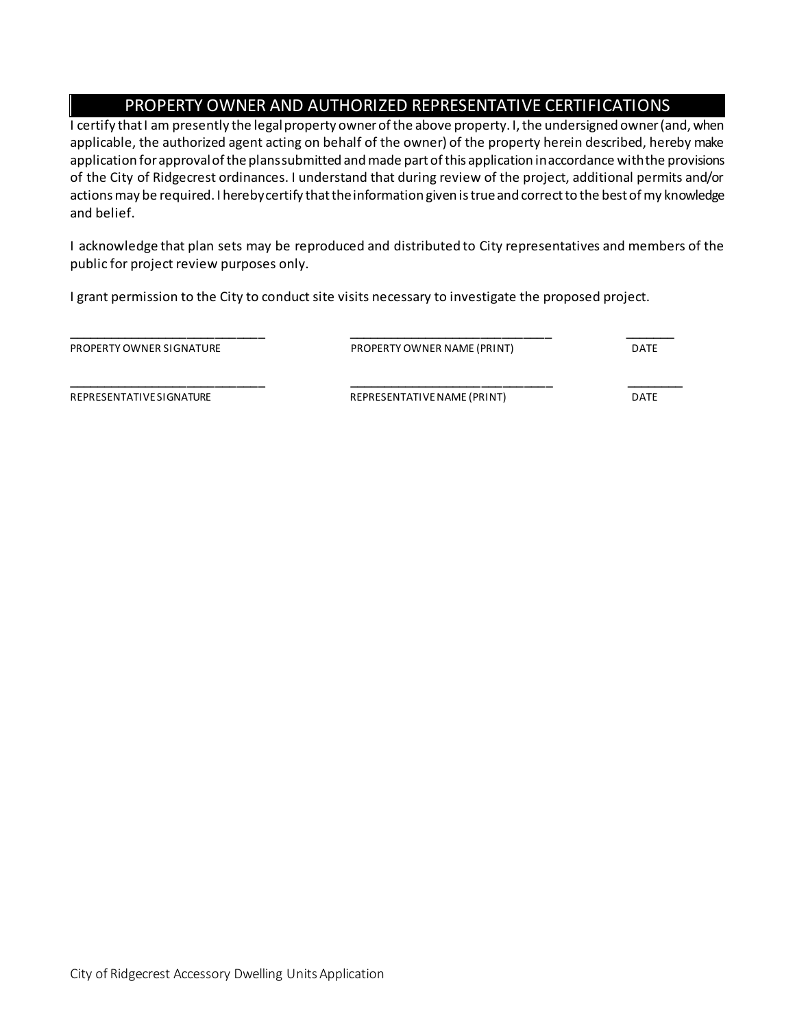## PROPERTY OWNER AND AUTHORIZED REPRESENTATIVE CERTIFICATIONS

I certify that I am presently the legal property owner of the above property. I, the undersigned owner (and, when applicable, the authorized agent acting on behalf of the owner) of the property herein described, hereby make application for approval of the plans submitted and made part of this application in accordance with the provisions of the City of Ridgecrest ordinances. I understand that during review of the project, additional permits and/or actions may be required. I hereby certify that the information given is true and correct to the best of my knowledge and belief.

I acknowledge that plan sets may be reproduced and distributed to City representatives and members of the public for project review purposes only.

I grant permission to the City to conduct site visits necessary to investigate the proposed project.

| | | |
|---|---|---|
| ______________________________ | ______________________________ | ________ |
| PROPERTY OWNER SIGNATURE | PROPERTY OWNER NAME (PRINT) | DATE |
| ______________________________ | ______________________________ | ________ |
| REPRESENTATIVE SIGNATURE | REPRESENTATIVE NAME (PRINT) | DATE |

City of Ridgecrest Accessory Dwelling Units Application